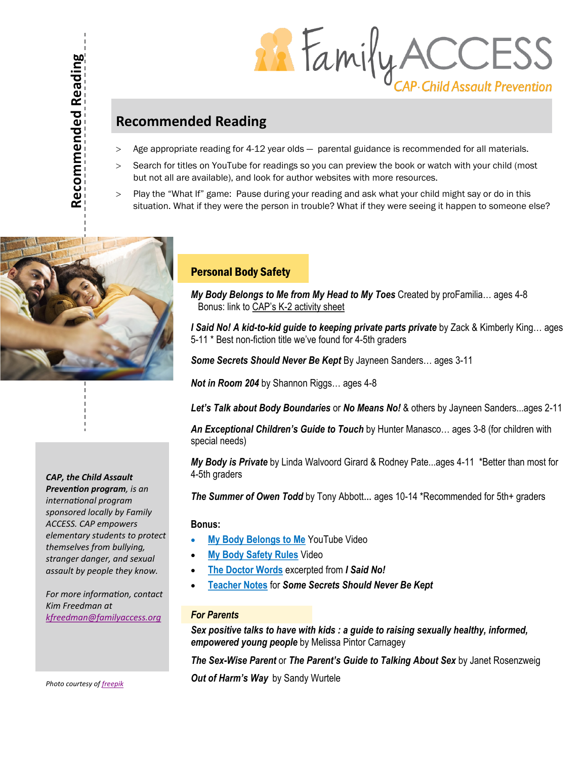# Recommended Reading

> Age appropriate reading for 4-12 year olds — parental guidance is recommended for all materials.

> Search for titles on YouTube for readings so you can preview the book or watch with your child (most but not all are available), and look for author websites with more resources.

> Play the "What If" game: Pause during your reading and ask what your child might say or do in this situation. What if they were the person in trouble? What if they were seeing it happen to someone else?

## Personal Body Safety

***My Body Belongs to Me from My Head to My Toes*** Created by proFamilia… ages 4-8
Bonus: link to CAP's K-2 activity sheet

***I Said No! A kid-to-kid guide to keeping private parts private*** by Zack & Kimberly King… ages 5-11 * Best non-fiction title we've found for 4-5th graders

***Some Secrets Should Never Be Kept*** By Jayneen Sanders… ages 3-11

***Not in Room 204*** by Shannon Riggs… ages 4-8

***Let's Talk about Body Boundaries*** or ***No Means No!*** & others by Jayneen Sanders...ages 2-11

***An Exceptional Children's Guide to Touch*** by Hunter Manasco… ages 3-8 (for children with special needs)

***My Body is Private*** by Linda Walvoord Girard & Rodney Pate...ages 4-11 *Better than most for 4-5th graders

***The Summer of Owen Todd*** by Tony Abbott... ages 10-14 *Recommended for 5th+ graders

**Bonus:**

- My Body Belongs to Me YouTube Video
- My Body Safety Rules Video
- The Doctor Words excerpted from ***I Said No!***
- Teacher Notes for ***Some Secrets Should Never Be Kept***

### For Parents

***Sex positive talks to have with kids : a guide to raising sexually healthy, informed, empowered young people*** by Melissa Pintor Carnagey

***The Sex-Wise Parent*** or ***The Parent's Guide to Talking About Sex*** by Janet Rosenzweig

***Out of Harm's Way*** by Sandy Wurtele

*CAP, the Child Assault Prevention program, is an international program sponsored locally by Family ACCESS. CAP empowers elementary students to protect themselves from bullying, stranger danger, and sexual assault by people they know.*

*For more information, contact Kim Freedman at kfreedman@familyaccess.org*

*Photo courtesy of freepik*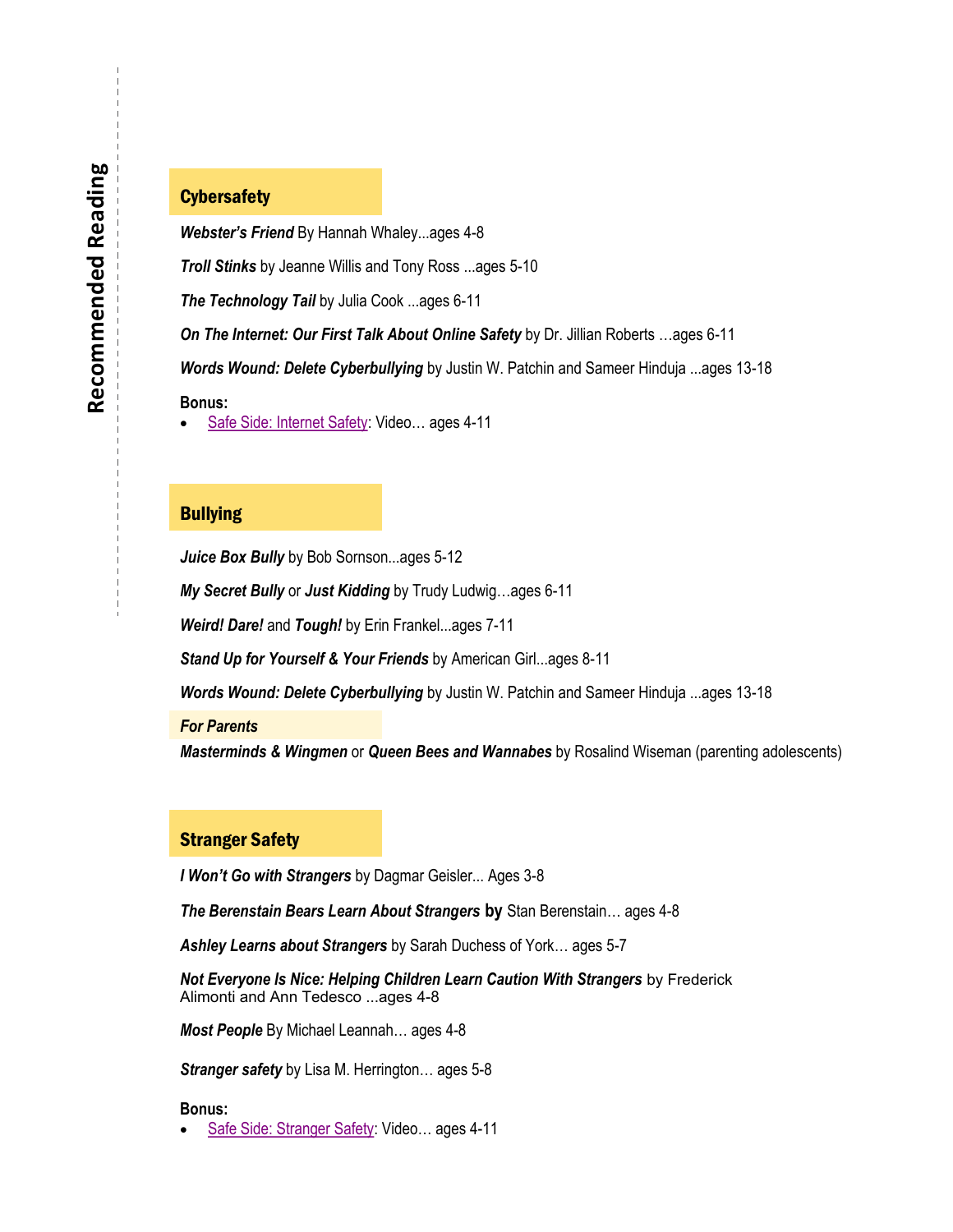# Recommended Reading

## Cybersafety

***Webster's Friend*** By Hannah Whaley...ages 4-8

***Troll Stinks*** by Jeanne Willis and Tony Ross ...ages 5-10

***The Technology Tail*** by Julia Cook ...ages 6-11

***On The Internet: Our First Talk About Online Safety*** by Dr. Jillian Roberts …ages 6-11

***Words Wound: Delete Cyberbullying*** by Justin W. Patchin and Sameer Hinduja ...ages 13-18

**Bonus:**

- Safe Side: Internet Safety: Video… ages 4-11

## Bullying

***Juice Box Bully*** by Bob Sornson...ages 5-12

***My Secret Bully*** or ***Just Kidding*** by Trudy Ludwig…ages 6-11

***Weird! Dare!*** and ***Tough!*** by Erin Frankel...ages 7-11

***Stand Up for Yourself & Your Friends*** by American Girl...ages 8-11

***Words Wound: Delete Cyberbullying*** by Justin W. Patchin and Sameer Hinduja ...ages 13-18

***For Parents***

***Masterminds & Wingmen*** or ***Queen Bees and Wannabes*** by Rosalind Wiseman (parenting adolescents)

## Stranger Safety

***I Won't Go with Strangers*** by Dagmar Geisler... Ages 3-8

***The Berenstain Bears Learn About Strangers*** **by** Stan Berenstain… ages 4-8

***Ashley Learns about Strangers*** by Sarah Duchess of York… ages 5-7

***Not Everyone Is Nice: Helping Children Learn Caution With Strangers*** by Frederick Alimonti and Ann Tedesco ...ages 4-8

***Most People*** By Michael Leannah… ages 4-8

***Stranger safety*** by Lisa M. Herrington… ages 5-8

**Bonus:**

- Safe Side: Stranger Safety: Video… ages 4-11